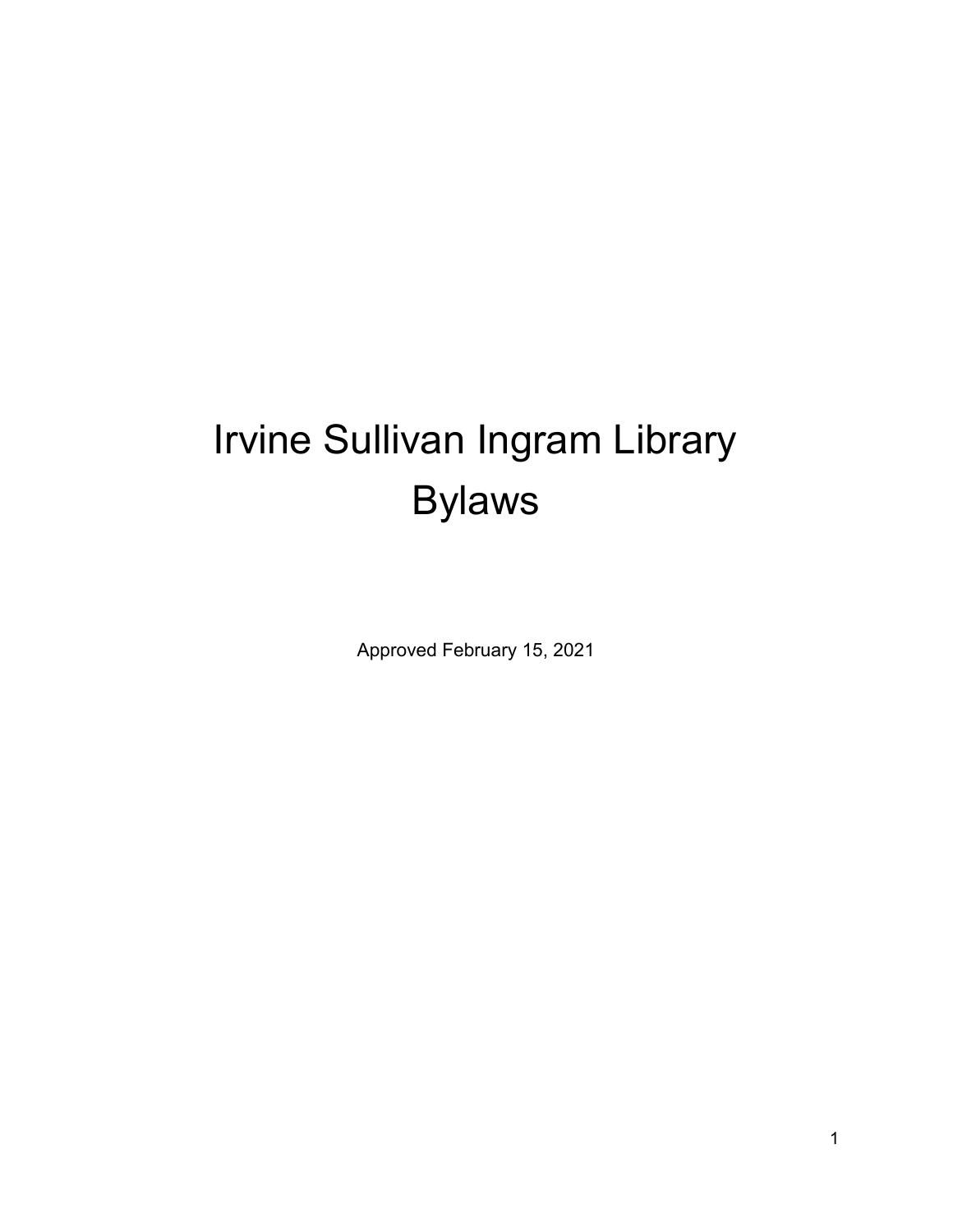# Irvine Sullivan Ingram Library Bylaws

Approved February 15, 2021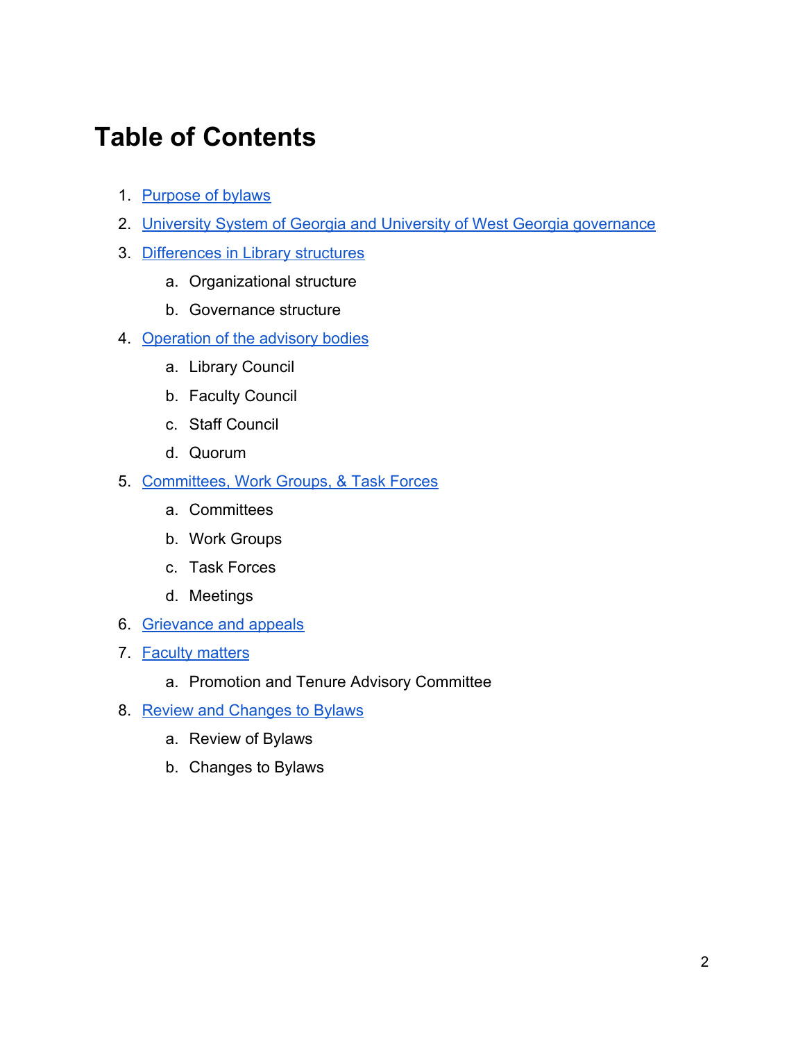# Table of Contents

1. Purpose of bylaws
2. University System of Georgia and University of West Georgia governance
3. Differences in Library structures
    a. Organizational structure
    b. Governance structure
4. Operation of the advisory bodies
    a. Library Council
    b. Faculty Council
    c. Staff Council
    d. Quorum
5. Committees, Work Groups, & Task Forces
    a. Committees
    b. Work Groups
    c. Task Forces
    d. Meetings
6. Grievance and appeals
7. Faculty matters
    a. Promotion and Tenure Advisory Committee
8. Review and Changes to Bylaws
    a. Review of Bylaws
    b. Changes to Bylaws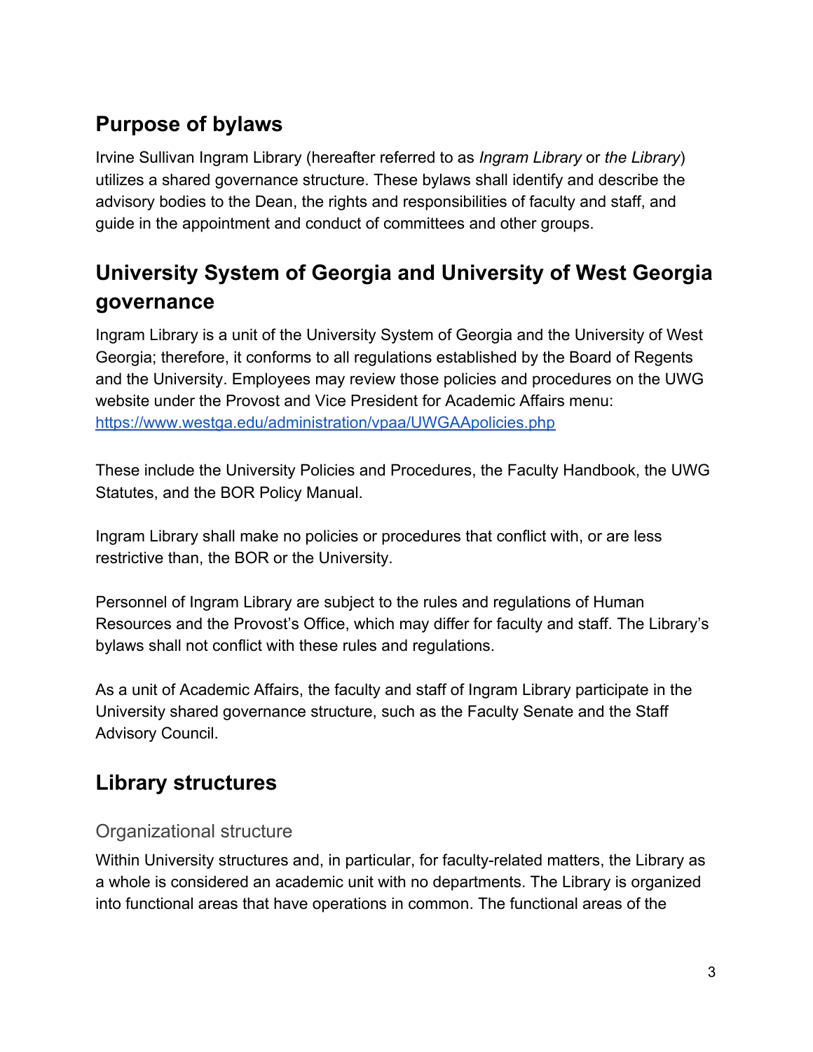## Purpose of bylaws

Irvine Sullivan Ingram Library (hereafter referred to as *Ingram Library* or *the Library*) utilizes a shared governance structure. These bylaws shall identify and describe the advisory bodies to the Dean, the rights and responsibilities of faculty and staff, and guide in the appointment and conduct of committees and other groups.

## University System of Georgia and University of West Georgia governance

Ingram Library is a unit of the University System of Georgia and the University of West Georgia; therefore, it conforms to all regulations established by the Board of Regents and the University. Employees may review those policies and procedures on the UWG website under the Provost and Vice President for Academic Affairs menu: [https://www.westga.edu/administration/vpaa/UWGAApolicies.php](https://www.westga.edu/administration/vpaa/UWGAApolicies.php)

These include the University Policies and Procedures, the Faculty Handbook, the UWG Statutes, and the BOR Policy Manual.

Ingram Library shall make no policies or procedures that conflict with, or are less restrictive than, the BOR or the University.

Personnel of Ingram Library are subject to the rules and regulations of Human Resources and the Provost's Office, which may differ for faculty and staff. The Library's bylaws shall not conflict with these rules and regulations.

As a unit of Academic Affairs, the faculty and staff of Ingram Library participate in the University shared governance structure, such as the Faculty Senate and the Staff Advisory Council.

## Library structures

### Organizational structure

Within University structures and, in particular, for faculty-related matters, the Library as a whole is considered an academic unit with no departments. The Library is organized into functional areas that have operations in common. The functional areas of the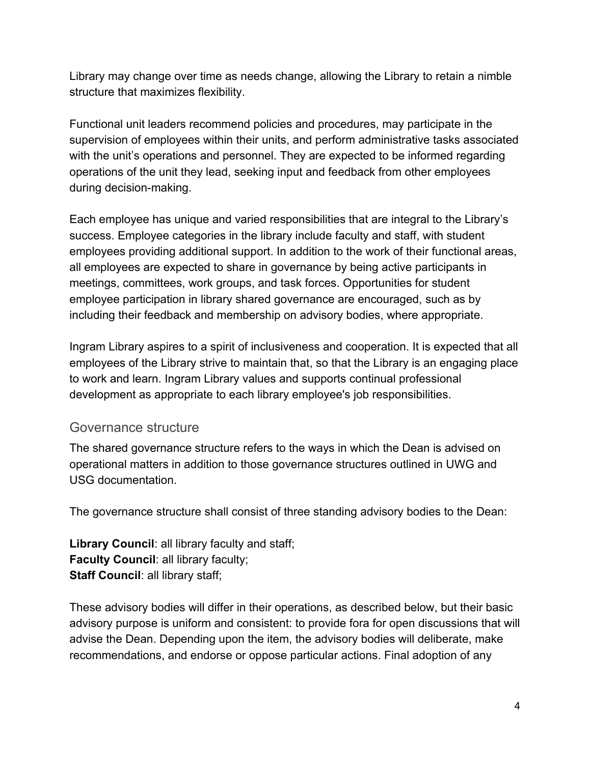Library may change over time as needs change, allowing the Library to retain a nimble structure that maximizes flexibility.

Functional unit leaders recommend policies and procedures, may participate in the supervision of employees within their units, and perform administrative tasks associated with the unit's operations and personnel. They are expected to be informed regarding operations of the unit they lead, seeking input and feedback from other employees during decision-making.

Each employee has unique and varied responsibilities that are integral to the Library's success. Employee categories in the library include faculty and staff, with student employees providing additional support. In addition to the work of their functional areas, all employees are expected to share in governance by being active participants in meetings, committees, work groups, and task forces. Opportunities for student employee participation in library shared governance are encouraged, such as by including their feedback and membership on advisory bodies, where appropriate.

Ingram Library aspires to a spirit of inclusiveness and cooperation. It is expected that all employees of the Library strive to maintain that, so that the Library is an engaging place to work and learn. Ingram Library values and supports continual professional development as appropriate to each library employee's job responsibilities.

## Governance structure

The shared governance structure refers to the ways in which the Dean is advised on operational matters in addition to those governance structures outlined in UWG and USG documentation.

The governance structure shall consist of three standing advisory bodies to the Dean:

**Library Council**: all library faculty and staff;
**Faculty Council**: all library faculty;
**Staff Council**: all library staff;

These advisory bodies will differ in their operations, as described below, but their basic advisory purpose is uniform and consistent: to provide fora for open discussions that will advise the Dean. Depending upon the item, the advisory bodies will deliberate, make recommendations, and endorse or oppose particular actions. Final adoption of any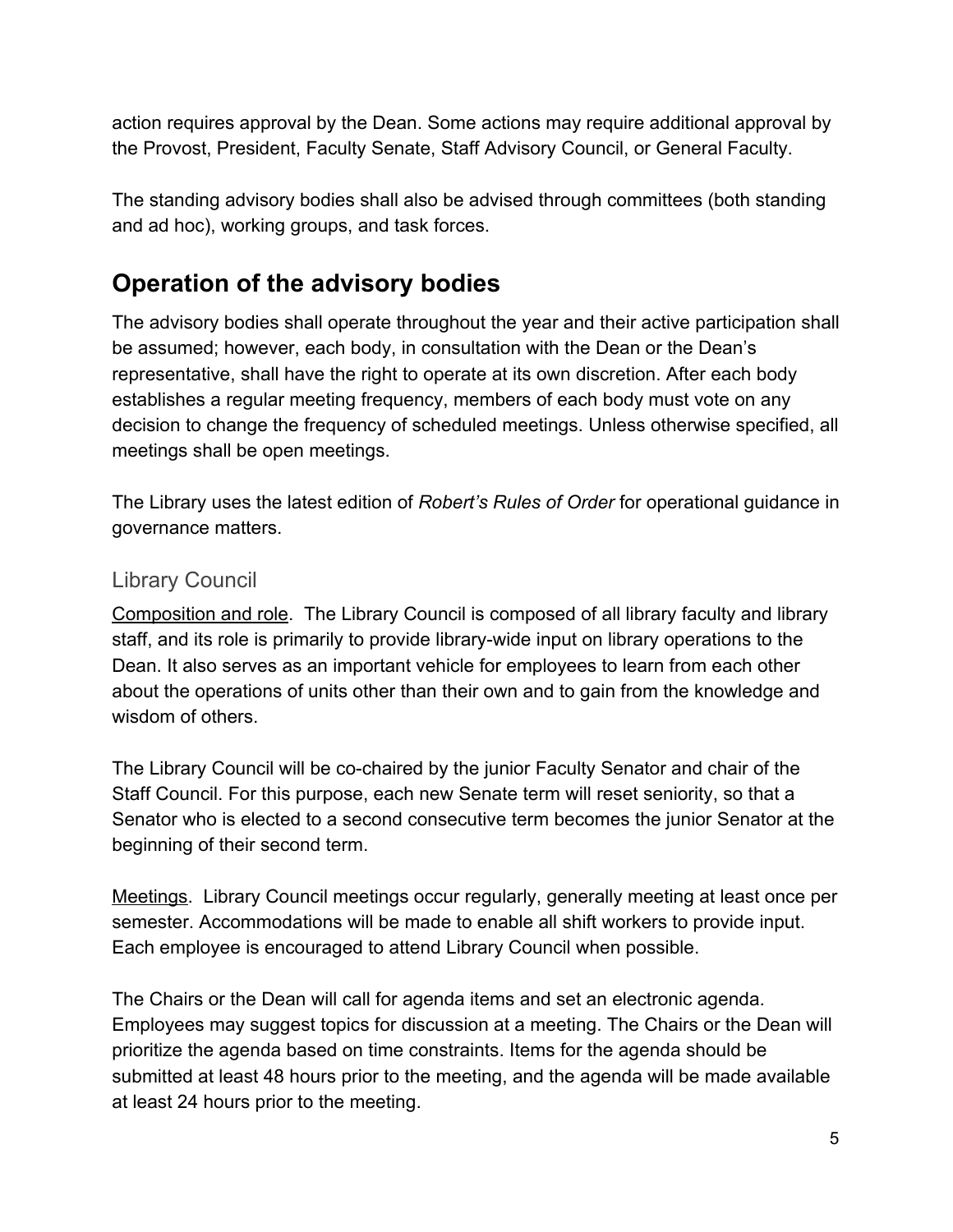action requires approval by the Dean. Some actions may require additional approval by the Provost, President, Faculty Senate, Staff Advisory Council, or General Faculty.

The standing advisory bodies shall also be advised through committees (both standing and ad hoc), working groups, and task forces.

## Operation of the advisory bodies

The advisory bodies shall operate throughout the year and their active participation shall be assumed; however, each body, in consultation with the Dean or the Dean's representative, shall have the right to operate at its own discretion. After each body establishes a regular meeting frequency, members of each body must vote on any decision to change the frequency of scheduled meetings. Unless otherwise specified, all meetings shall be open meetings.

The Library uses the latest edition of *Robert's Rules of Order* for operational guidance in governance matters.

### Library Council

Composition and role. The Library Council is composed of all library faculty and library staff, and its role is primarily to provide library-wide input on library operations to the Dean. It also serves as an important vehicle for employees to learn from each other about the operations of units other than their own and to gain from the knowledge and wisdom of others.

The Library Council will be co-chaired by the junior Faculty Senator and chair of the Staff Council. For this purpose, each new Senate term will reset seniority, so that a Senator who is elected to a second consecutive term becomes the junior Senator at the beginning of their second term.

Meetings. Library Council meetings occur regularly, generally meeting at least once per semester. Accommodations will be made to enable all shift workers to provide input. Each employee is encouraged to attend Library Council when possible.

The Chairs or the Dean will call for agenda items and set an electronic agenda. Employees may suggest topics for discussion at a meeting. The Chairs or the Dean will prioritize the agenda based on time constraints. Items for the agenda should be submitted at least 48 hours prior to the meeting, and the agenda will be made available at least 24 hours prior to the meeting.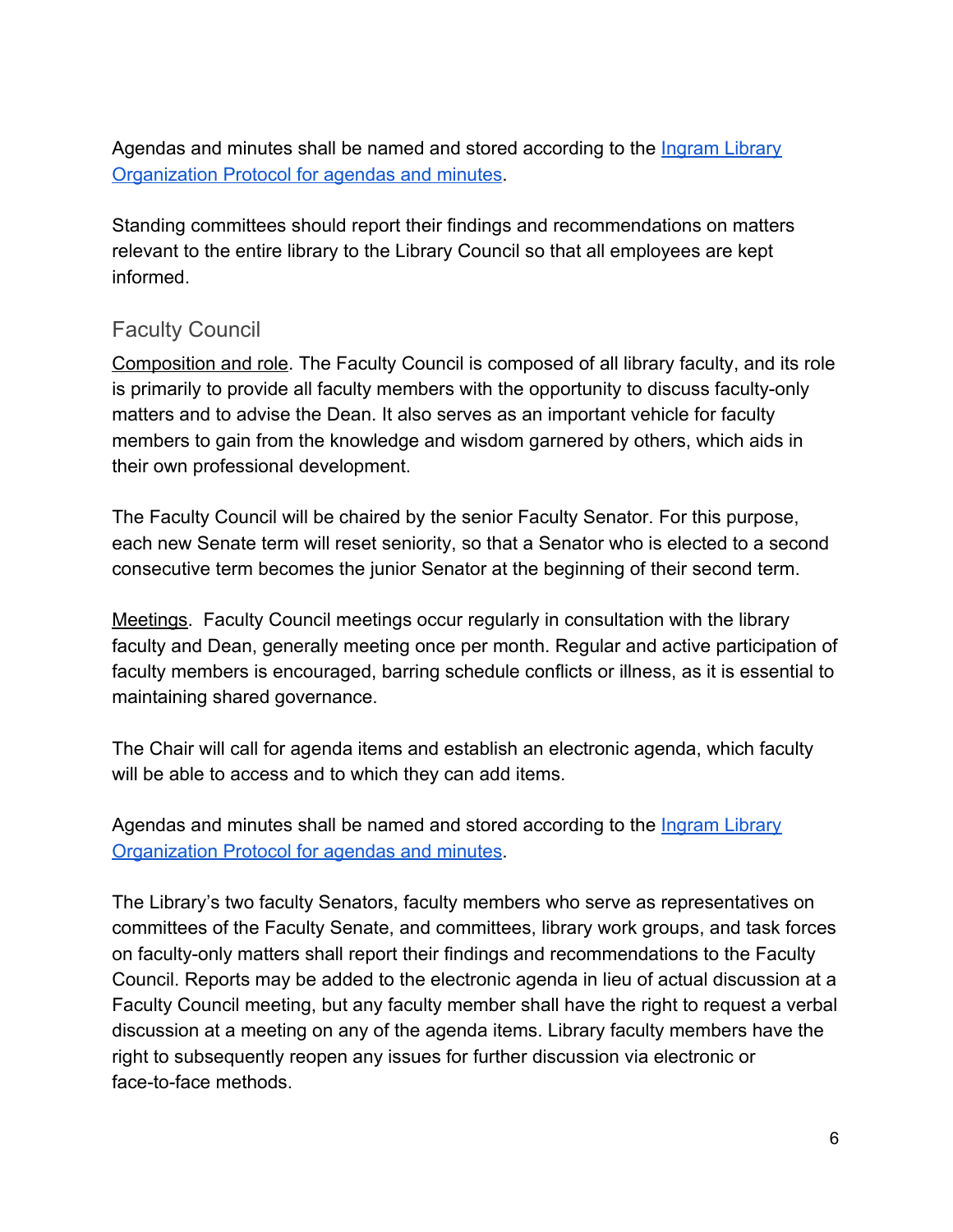Agendas and minutes shall be named and stored according to the Ingram Library Organization Protocol for agendas and minutes.

Standing committees should report their findings and recommendations on matters relevant to the entire library to the Library Council so that all employees are kept informed.

## Faculty Council

Composition and role. The Faculty Council is composed of all library faculty, and its role is primarily to provide all faculty members with the opportunity to discuss faculty-only matters and to advise the Dean. It also serves as an important vehicle for faculty members to gain from the knowledge and wisdom garnered by others, which aids in their own professional development.

The Faculty Council will be chaired by the senior Faculty Senator. For this purpose, each new Senate term will reset seniority, so that a Senator who is elected to a second consecutive term becomes the junior Senator at the beginning of their second term.

Meetings. Faculty Council meetings occur regularly in consultation with the library faculty and Dean, generally meeting once per month. Regular and active participation of faculty members is encouraged, barring schedule conflicts or illness, as it is essential to maintaining shared governance.

The Chair will call for agenda items and establish an electronic agenda, which faculty will be able to access and to which they can add items.

Agendas and minutes shall be named and stored according to the Ingram Library Organization Protocol for agendas and minutes.

The Library's two faculty Senators, faculty members who serve as representatives on committees of the Faculty Senate, and committees, library work groups, and task forces on faculty-only matters shall report their findings and recommendations to the Faculty Council. Reports may be added to the electronic agenda in lieu of actual discussion at a Faculty Council meeting, but any faculty member shall have the right to request a verbal discussion at a meeting on any of the agenda items. Library faculty members have the right to subsequently reopen any issues for further discussion via electronic or face-to-face methods.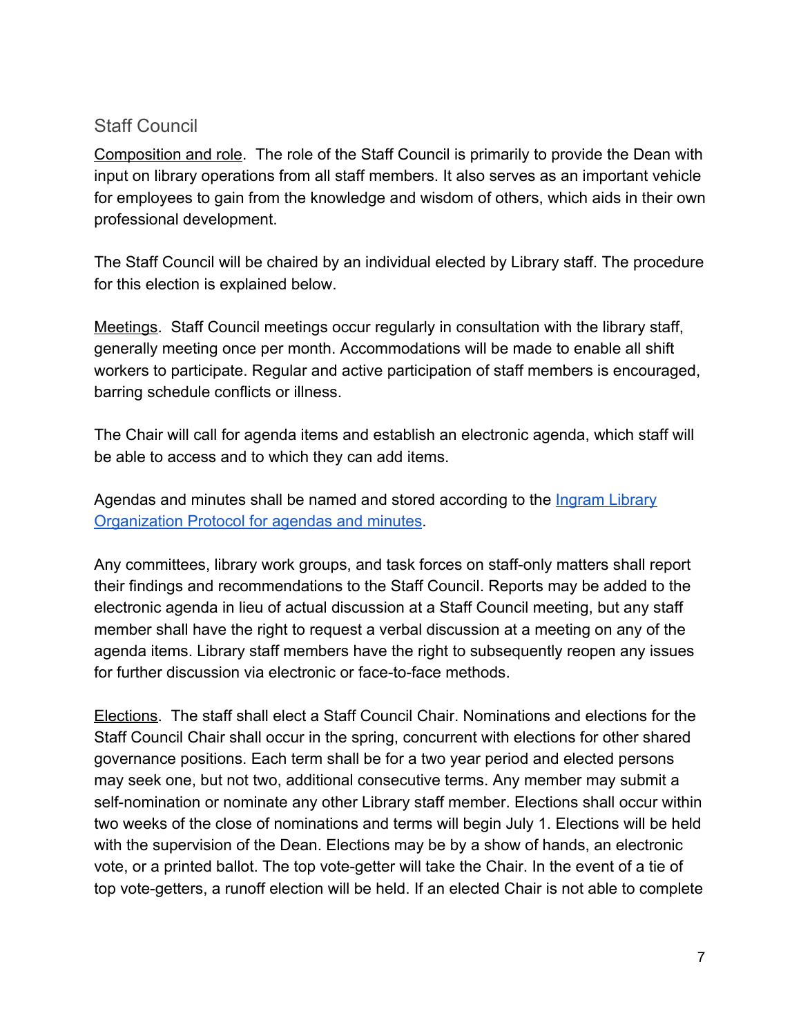## Staff Council

Composition and role. The role of the Staff Council is primarily to provide the Dean with input on library operations from all staff members. It also serves as an important vehicle for employees to gain from the knowledge and wisdom of others, which aids in their own professional development.

The Staff Council will be chaired by an individual elected by Library staff. The procedure for this election is explained below.

Meetings. Staff Council meetings occur regularly in consultation with the library staff, generally meeting once per month. Accommodations will be made to enable all shift workers to participate. Regular and active participation of staff members is encouraged, barring schedule conflicts or illness.

The Chair will call for agenda items and establish an electronic agenda, which staff will be able to access and to which they can add items.

Agendas and minutes shall be named and stored according to the Ingram Library Organization Protocol for agendas and minutes.

Any committees, library work groups, and task forces on staff-only matters shall report their findings and recommendations to the Staff Council. Reports may be added to the electronic agenda in lieu of actual discussion at a Staff Council meeting, but any staff member shall have the right to request a verbal discussion at a meeting on any of the agenda items. Library staff members have the right to subsequently reopen any issues for further discussion via electronic or face-to-face methods.

Elections. The staff shall elect a Staff Council Chair. Nominations and elections for the Staff Council Chair shall occur in the spring, concurrent with elections for other shared governance positions. Each term shall be for a two year period and elected persons may seek one, but not two, additional consecutive terms. Any member may submit a self-nomination or nominate any other Library staff member. Elections shall occur within two weeks of the close of nominations and terms will begin July 1. Elections will be held with the supervision of the Dean. Elections may be by a show of hands, an electronic vote, or a printed ballot. The top vote-getter will take the Chair. In the event of a tie of top vote-getters, a runoff election will be held. If an elected Chair is not able to complete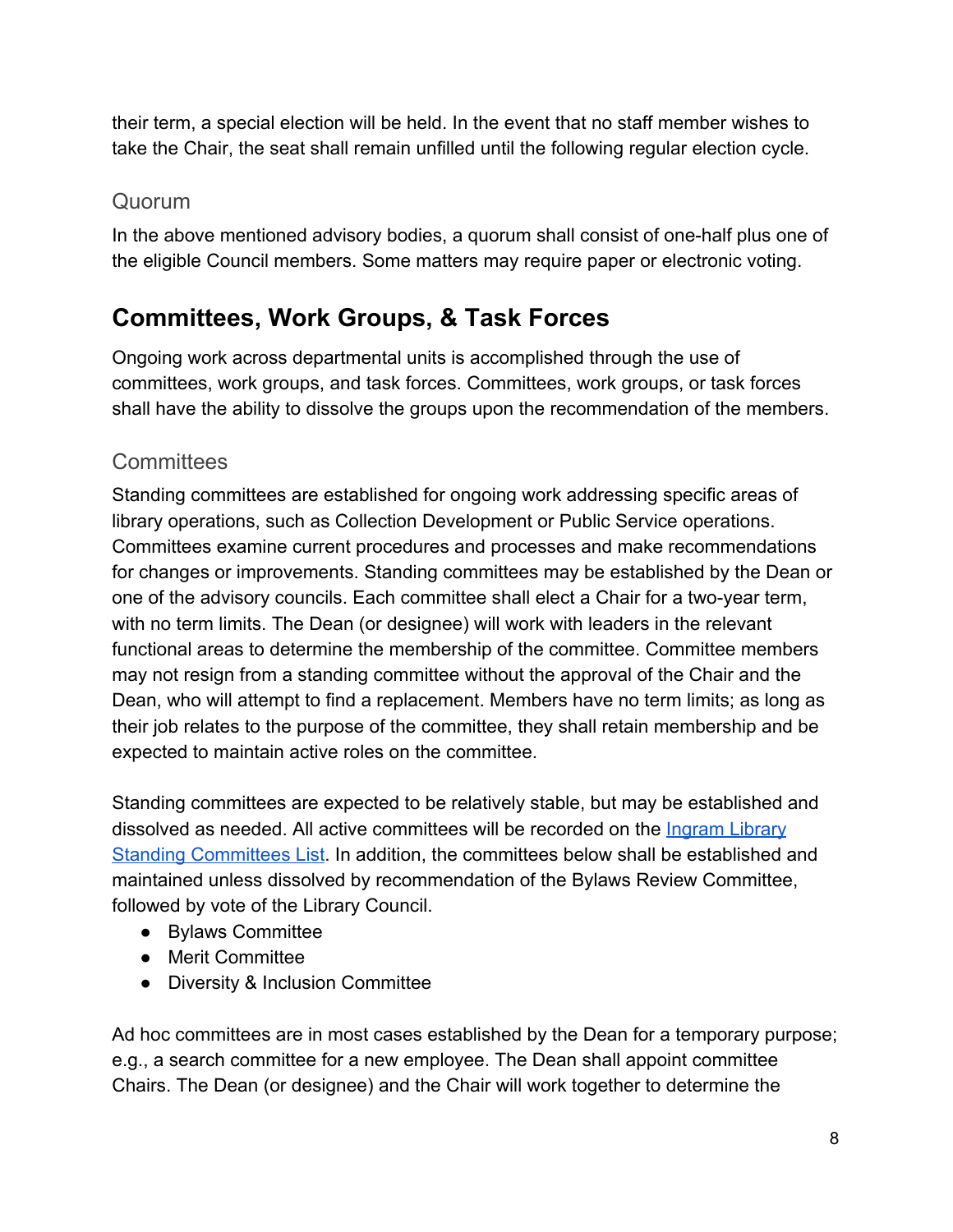their term, a special election will be held. In the event that no staff member wishes to take the Chair, the seat shall remain unfilled until the following regular election cycle.

### Quorum

In the above mentioned advisory bodies, a quorum shall consist of one-half plus one of the eligible Council members. Some matters may require paper or electronic voting.

## Committees, Work Groups, & Task Forces

Ongoing work across departmental units is accomplished through the use of committees, work groups, and task forces. Committees, work groups, or task forces shall have the ability to dissolve the groups upon the recommendation of the members.

### Committees

Standing committees are established for ongoing work addressing specific areas of library operations, such as Collection Development or Public Service operations. Committees examine current procedures and processes and make recommendations for changes or improvements. Standing committees may be established by the Dean or one of the advisory councils. Each committee shall elect a Chair for a two-year term, with no term limits. The Dean (or designee) will work with leaders in the relevant functional areas to determine the membership of the committee. Committee members may not resign from a standing committee without the approval of the Chair and the Dean, who will attempt to find a replacement. Members have no term limits; as long as their job relates to the purpose of the committee, they shall retain membership and be expected to maintain active roles on the committee.

Standing committees are expected to be relatively stable, but may be established and dissolved as needed. All active committees will be recorded on the Ingram Library Standing Committees List. In addition, the committees below shall be established and maintained unless dissolved by recommendation of the Bylaws Review Committee, followed by vote of the Library Council.

- Bylaws Committee
- Merit Committee
- Diversity & Inclusion Committee

Ad hoc committees are in most cases established by the Dean for a temporary purpose; e.g., a search committee for a new employee. The Dean shall appoint committee Chairs. The Dean (or designee) and the Chair will work together to determine the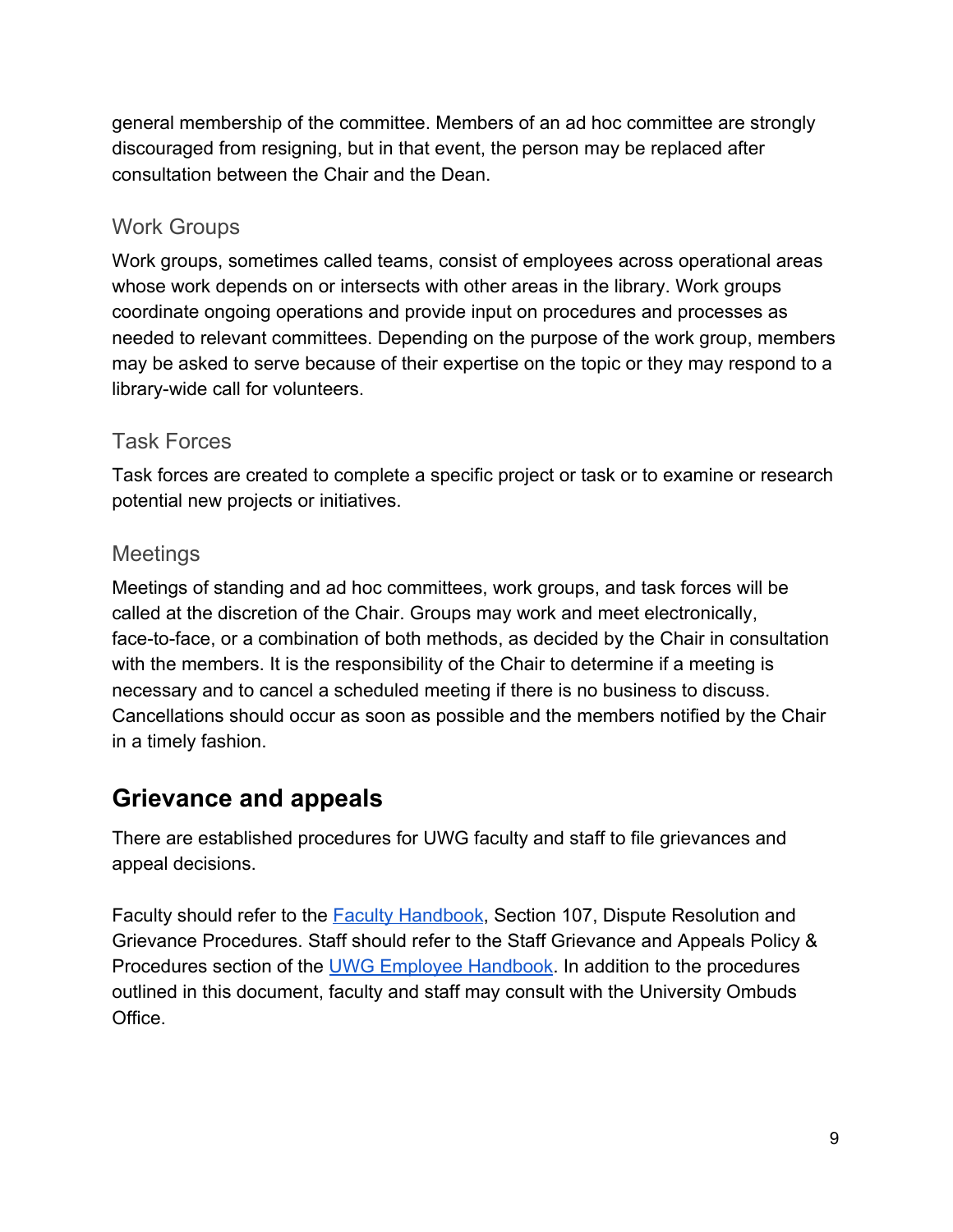general membership of the committee. Members of an ad hoc committee are strongly discouraged from resigning, but in that event, the person may be replaced after consultation between the Chair and the Dean.

### Work Groups

Work groups, sometimes called teams, consist of employees across operational areas whose work depends on or intersects with other areas in the library. Work groups coordinate ongoing operations and provide input on procedures and processes as needed to relevant committees. Depending on the purpose of the work group, members may be asked to serve because of their expertise on the topic or they may respond to a library-wide call for volunteers.

### Task Forces

Task forces are created to complete a specific project or task or to examine or research potential new projects or initiatives.

### Meetings

Meetings of standing and ad hoc committees, work groups, and task forces will be called at the discretion of the Chair. Groups may work and meet electronically, face-to-face, or a combination of both methods, as decided by the Chair in consultation with the members. It is the responsibility of the Chair to determine if a meeting is necessary and to cancel a scheduled meeting if there is no business to discuss. Cancellations should occur as soon as possible and the members notified by the Chair in a timely fashion.

## Grievance and appeals

There are established procedures for UWG faculty and staff to file grievances and appeal decisions.

Faculty should refer to the Faculty Handbook, Section 107, Dispute Resolution and Grievance Procedures. Staff should refer to the Staff Grievance and Appeals Policy & Procedures section of the UWG Employee Handbook. In addition to the procedures outlined in this document, faculty and staff may consult with the University Ombuds Office.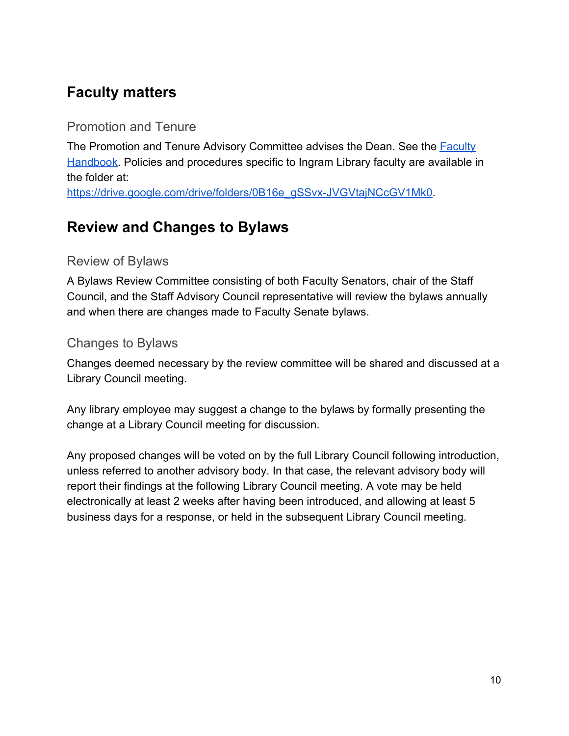## Faculty matters

### Promotion and Tenure

The Promotion and Tenure Advisory Committee advises the Dean. See the [Faculty Handbook](). Policies and procedures specific to Ingram Library faculty are available in the folder at: https://drive.google.com/drive/folders/0B16e_gSSvx-JVGVtajNCcGV1Mk0.

## Review and Changes to Bylaws

### Review of Bylaws

A Bylaws Review Committee consisting of both Faculty Senators, chair of the Staff Council, and the Staff Advisory Council representative will review the bylaws annually and when there are changes made to Faculty Senate bylaws.

### Changes to Bylaws

Changes deemed necessary by the review committee will be shared and discussed at a Library Council meeting.

Any library employee may suggest a change to the bylaws by formally presenting the change at a Library Council meeting for discussion.

Any proposed changes will be voted on by the full Library Council following introduction, unless referred to another advisory body. In that case, the relevant advisory body will report their findings at the following Library Council meeting. A vote may be held electronically at least 2 weeks after having been introduced, and allowing at least 5 business days for a response, or held in the subsequent Library Council meeting.